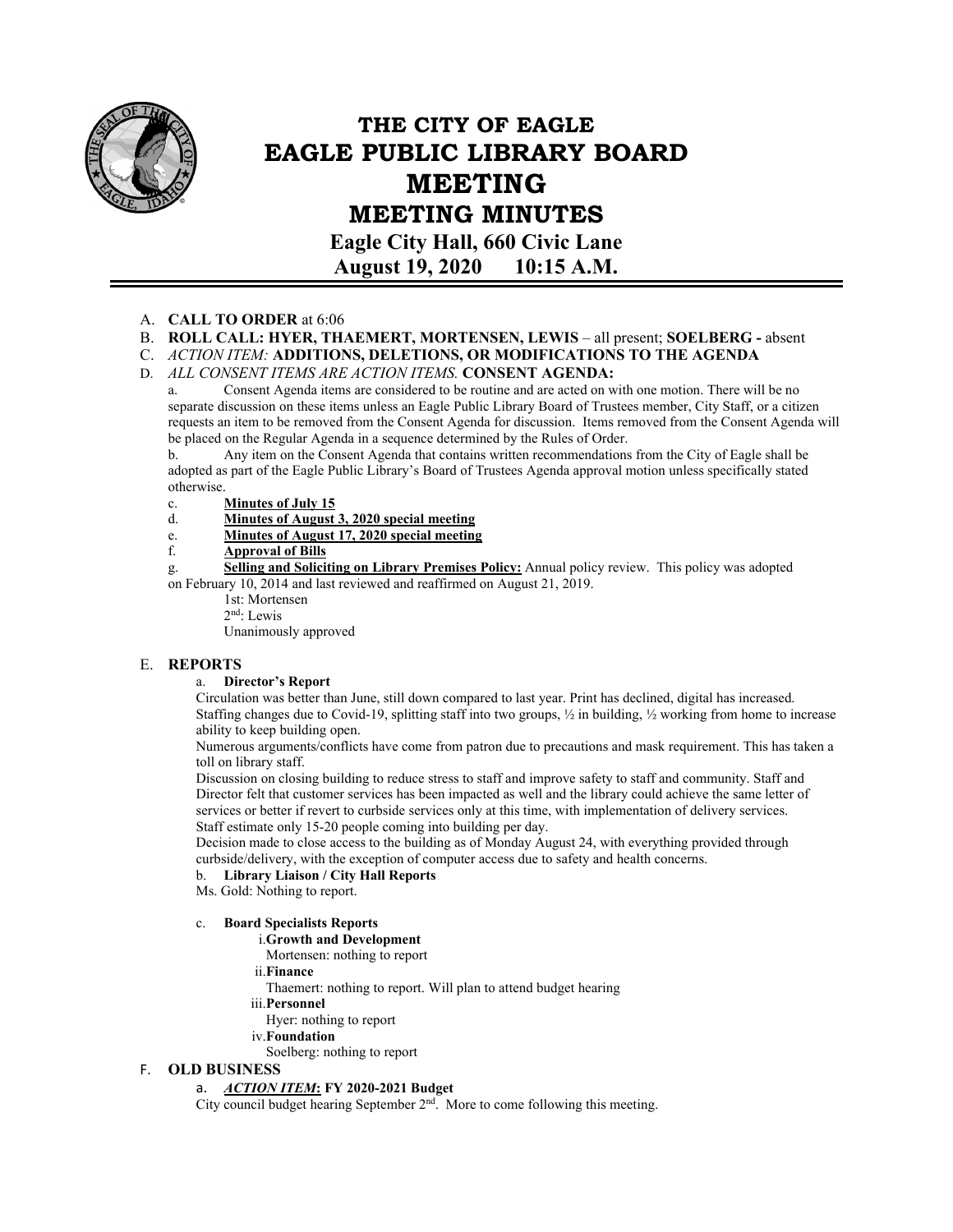# THE CITY OF EAGLE
# EAGLE PUBLIC LIBRARY BOARD
# MEETING
# MEETING MINUTES

**Eagle City Hall, 660 Civic Lane**

**August 19, 2020 10:15 A.M.**

A. **CALL TO ORDER** at 6:06

B. **ROLL CALL: HYER, THAEMERT, MORTENSEN, LEWIS** – all present; **SOELBERG -** absent

C. *ACTION ITEM:* **ADDITIONS, DELETIONS, OR MODIFICATIONS TO THE AGENDA**

D. *ALL CONSENT ITEMS ARE ACTION ITEMS.* **CONSENT AGENDA:**

a. Consent Agenda items are considered to be routine and are acted on with one motion. There will be no separate discussion on these items unless an Eagle Public Library Board of Trustees member, City Staff, or a citizen requests an item to be removed from the Consent Agenda for discussion. Items removed from the Consent Agenda will be placed on the Regular Agenda in a sequence determined by the Rules of Order.

b. Any item on the Consent Agenda that contains written recommendations from the City of Eagle shall be adopted as part of the Eagle Public Library's Board of Trustees Agenda approval motion unless specifically stated otherwise.

c. **Minutes of July 15**

d. **Minutes of August 3, 2020 special meeting**

e. **Minutes of August 17, 2020 special meeting**

f. **Approval of Bills**

g. **Selling and Soliciting on Library Premises Policy:** Annual policy review. This policy was adopted on February 10, 2014 and last reviewed and reaffirmed on August 21, 2019.

1st: Mortensen
2nd: Lewis
Unanimously approved

E. **REPORTS**

a. **Director's Report**

Circulation was better than June, still down compared to last year. Print has declined, digital has increased. Staffing changes due to Covid-19, splitting staff into two groups, ½ in building, ½ working from home to increase ability to keep building open.

Numerous arguments/conflicts have come from patron due to precautions and mask requirement. This has taken a toll on library staff.

Discussion on closing building to reduce stress to staff and improve safety to staff and community. Staff and Director felt that customer services has been impacted as well and the library could achieve the same letter of services or better if revert to curbside services only at this time, with implementation of delivery services.

Staff estimate only 15-20 people coming into building per day.

Decision made to close access to the building as of Monday August 24, with everything provided through curbside/delivery, with the exception of computer access due to safety and health concerns.

b. **Library Liaison / City Hall Reports**

Ms. Gold: Nothing to report.

c. **Board Specialists Reports**

i. **Growth and Development**
Mortensen: nothing to report

ii. **Finance**
Thaemert: nothing to report. Will plan to attend budget hearing

iii. **Personnel**
Hyer: nothing to report

iv. **Foundation**
Soelberg: nothing to report

F. **OLD BUSINESS**

a. ***ACTION ITEM*: FY 2020-2021 Budget**

City council budget hearing September 2nd. More to come following this meeting.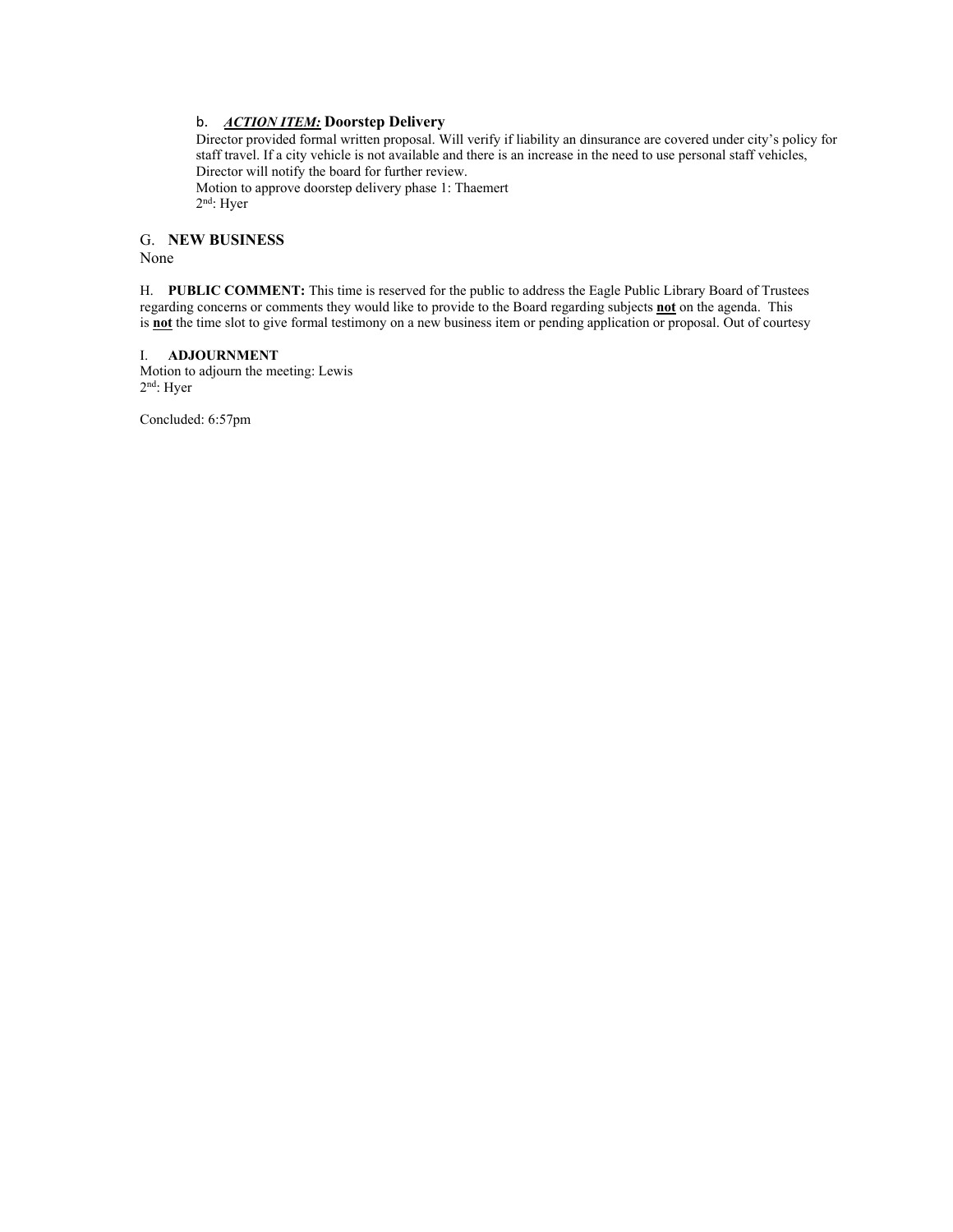b. ***ACTION ITEM:*** **Doorstep Delivery**

Director provided formal written proposal. Will verify if liability an dinsurance are covered under city's policy for staff travel. If a city vehicle is not available and there is an increase in the need to use personal staff vehicles, Director will notify the board for further review.
Motion to approve doorstep delivery phase 1: Thaemert
2nd: Hyer

G. **NEW BUSINESS**

None

H. **PUBLIC COMMENT:** This time is reserved for the public to address the Eagle Public Library Board of Trustees regarding concerns or comments they would like to provide to the Board regarding subjects **not** on the agenda. This is **not** the time slot to give formal testimony on a new business item or pending application or proposal. Out of courtesy

I. **ADJOURNMENT**

Motion to adjourn the meeting: Lewis
2nd: Hyer

Concluded: 6:57pm